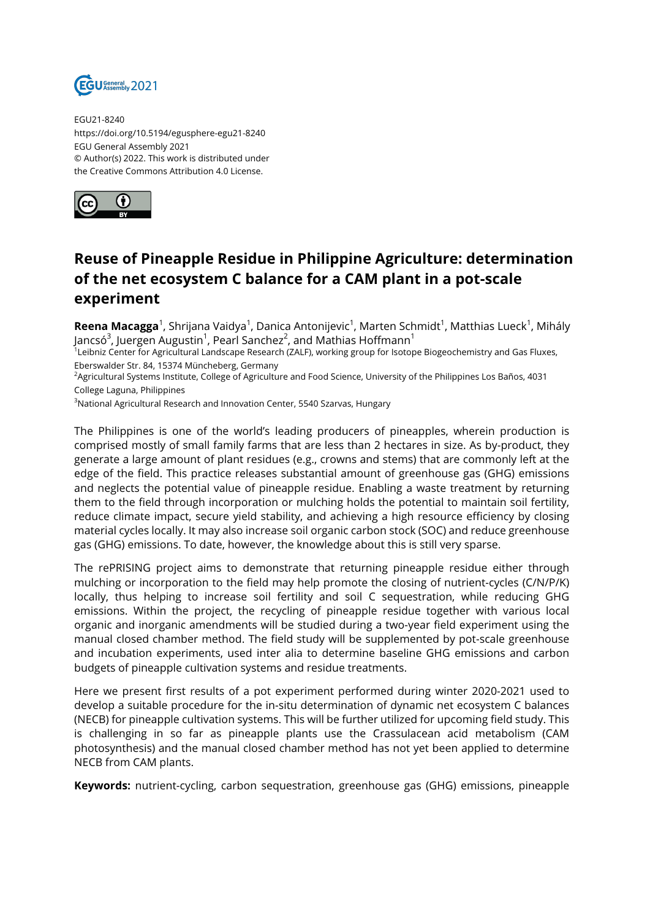EGU21-8240
https://doi.org/10.5194/egusphere-egu21-8240
EGU General Assembly 2021
© Author(s) 2022. This work is distributed under
the Creative Commons Attribution 4.0 License.

# Reuse of Pineapple Residue in Philippine Agriculture: determination of the net ecosystem C balance for a CAM plant in a pot-scale experiment

**Reena Macagga**[1], Shrijana Vaidya[1], Danica Antonijevic[1], Marten Schmidt[1], Matthias Lueck[1], Mihály Jancsó[3], Juergen Augustin[1], Pearl Sanchez[2], and Mathias Hoffmann[1]

[1]Leibniz Center for Agricultural Landscape Research (ZALF), working group for Isotope Biogeochemistry and Gas Fluxes, Eberswalder Str. 84, 15374 Müncheberg, Germany
[2]Agricultural Systems Institute, College of Agriculture and Food Science, University of the Philippines Los Baños, 4031 College Laguna, Philippines
[3]National Agricultural Research and Innovation Center, 5540 Szarvas, Hungary

The Philippines is one of the world's leading producers of pineapples, wherein production is comprised mostly of small family farms that are less than 2 hectares in size. As by-product, they generate a large amount of plant residues (e.g., crowns and stems) that are commonly left at the edge of the field. This practice releases substantial amount of greenhouse gas (GHG) emissions and neglects the potential value of pineapple residue. Enabling a waste treatment by returning them to the field through incorporation or mulching holds the potential to maintain soil fertility, reduce climate impact, secure yield stability, and achieving a high resource efficiency by closing material cycles locally. It may also increase soil organic carbon stock (SOC) and reduce greenhouse gas (GHG) emissions. To date, however, the knowledge about this is still very sparse.

The rePRISING project aims to demonstrate that returning pineapple residue either through mulching or incorporation to the field may help promote the closing of nutrient-cycles (C/N/P/K) locally, thus helping to increase soil fertility and soil C sequestration, while reducing GHG emissions. Within the project, the recycling of pineapple residue together with various local organic and inorganic amendments will be studied during a two-year field experiment using the manual closed chamber method. The field study will be supplemented by pot-scale greenhouse and incubation experiments, used inter alia to determine baseline GHG emissions and carbon budgets of pineapple cultivation systems and residue treatments.

Here we present first results of a pot experiment performed during winter 2020-2021 used to develop a suitable procedure for the in-situ determination of dynamic net ecosystem C balances (NECB) for pineapple cultivation systems. This will be further utilized for upcoming field study. This is challenging in so far as pineapple plants use the Crassulacean acid metabolism (CAM photosynthesis) and the manual closed chamber method has not yet been applied to determine NECB from CAM plants.

**Keywords:** nutrient-cycling, carbon sequestration, greenhouse gas (GHG) emissions, pineapple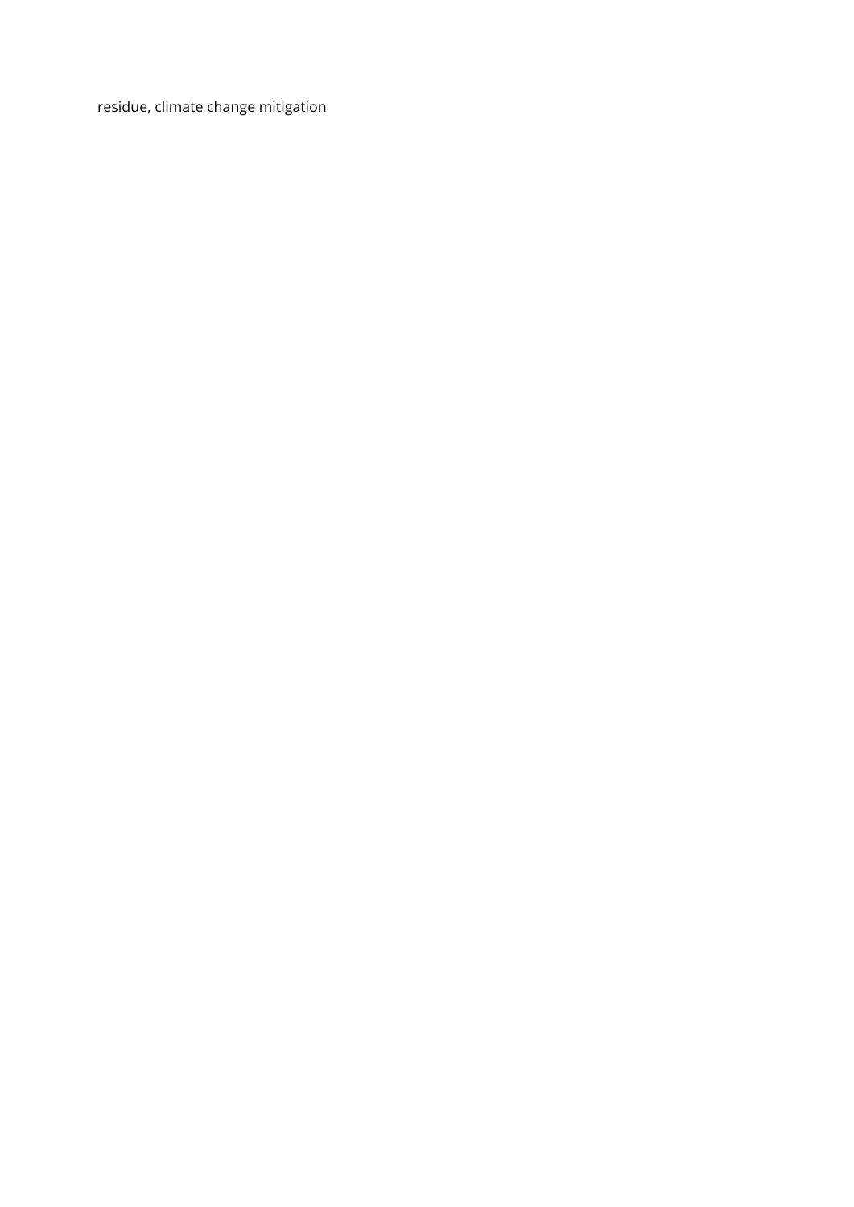residue, climate change mitigation